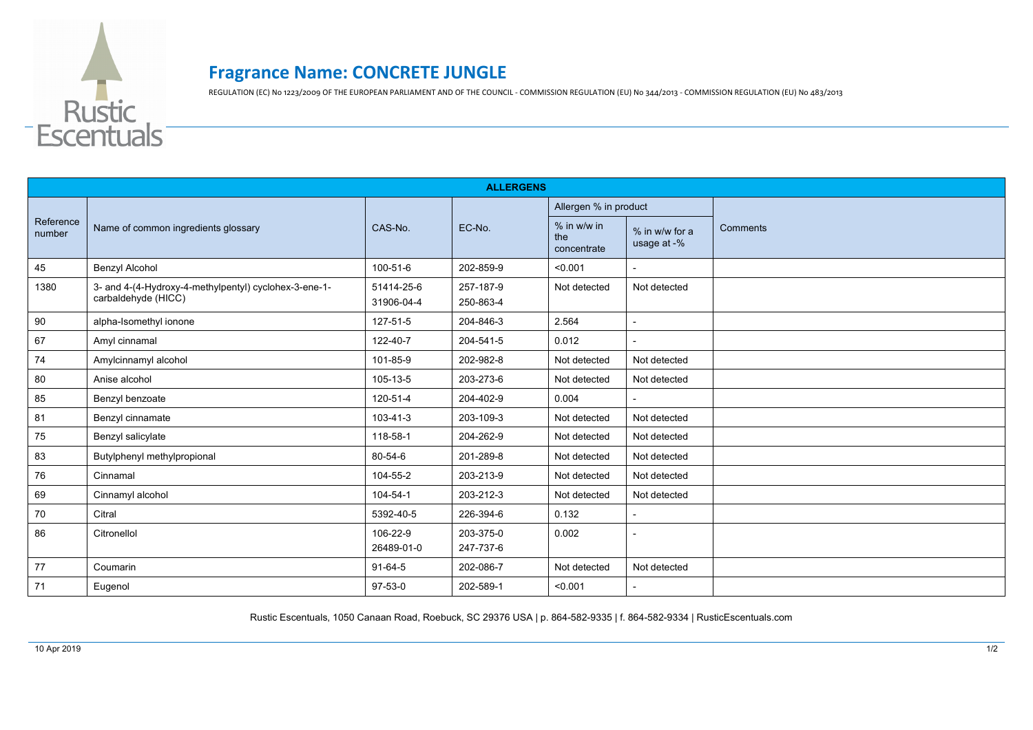# Fragrance Name: CONCRETE JUNGLE

REGULATION (EC) No 1223/2009 OF THE EUROPEAN PARLIAMENT AND OF THE COUNCIL - COMMISSION REGULATION (EU) No 344/2013 - COMMISSION REGULATION (EU) No 483/2013

| ALLERGENS | | | | | | |
|---|---|---|---|---|---|---|
| Reference number | Name of common ingredients glossary | CAS-No. | EC-No. | Allergen % in product | | Comments |
| | | | | % in w/w in the concentrate | % in w/w for a usage at -% | |
| 45 | Benzyl Alcohol | 100-51-6 | 202-859-9 | <0.001 | - | |
| 1380 | 3- and 4-(4-Hydroxy-4-methylpentyl) cyclohex-3-ene-1-carbaldehyde (HICC) | 51414-25-6 31906-04-4 | 257-187-9 250-863-4 | Not detected | Not detected | |
| 90 | alpha-Isomethyl ionone | 127-51-5 | 204-846-3 | 2.564 | - | |
| 67 | Amyl cinnamal | 122-40-7 | 204-541-5 | 0.012 | - | |
| 74 | Amylcinnamyl alcohol | 101-85-9 | 202-982-8 | Not detected | Not detected | |
| 80 | Anise alcohol | 105-13-5 | 203-273-6 | Not detected | Not detected | |
| 85 | Benzyl benzoate | 120-51-4 | 204-402-9 | 0.004 | - | |
| 81 | Benzyl cinnamate | 103-41-3 | 203-109-3 | Not detected | Not detected | |
| 75 | Benzyl salicylate | 118-58-1 | 204-262-9 | Not detected | Not detected | |
| 83 | Butylphenyl methylpropional | 80-54-6 | 201-289-8 | Not detected | Not detected | |
| 76 | Cinnamal | 104-55-2 | 203-213-9 | Not detected | Not detected | |
| 69 | Cinnamyl alcohol | 104-54-1 | 203-212-3 | Not detected | Not detected | |
| 70 | Citral | 5392-40-5 | 226-394-6 | 0.132 | - | |
| 86 | Citronellol | 106-22-9 26489-01-0 | 203-375-0 247-737-6 | 0.002 | - | |
| 77 | Coumarin | 91-64-5 | 202-086-7 | Not detected | Not detected | |
| 71 | Eugenol | 97-53-0 | 202-589-1 | <0.001 | - | |

Rustic Escentuals, 1050 Canaan Road, Roebuck, SC 29376 USA | p. 864-582-9335 | f. 864-582-9334 | RusticEscentuals.com

10 Apr 2019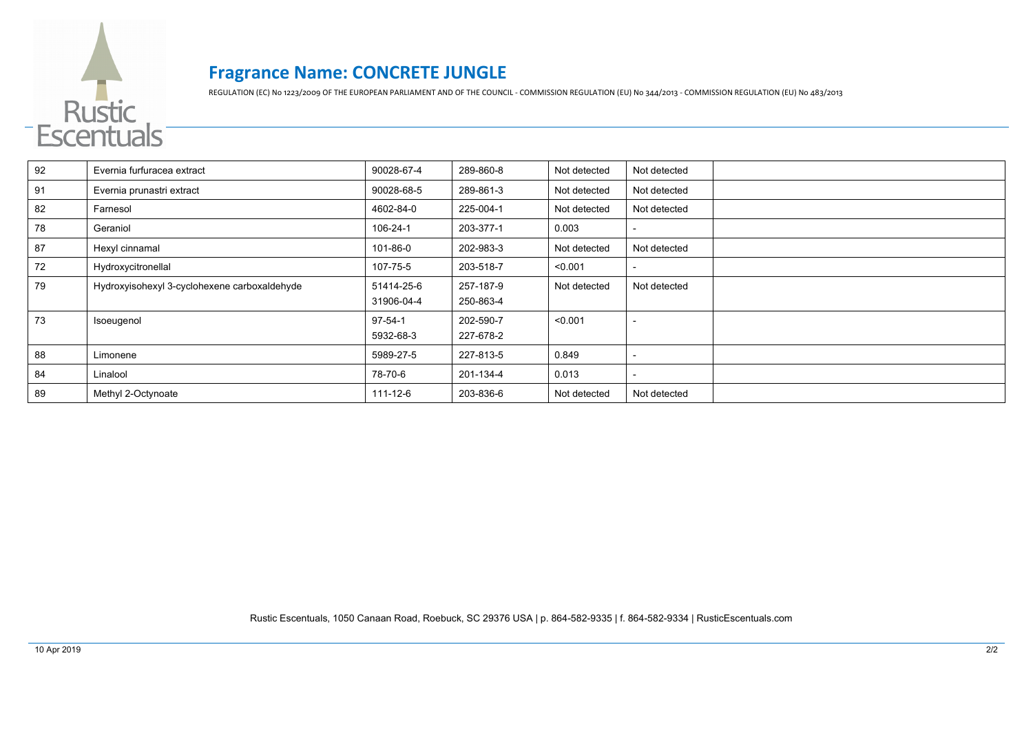## Fragrance Name: CONCRETE JUNGLE

REGULATION (EC) No 1223/2009 OF THE EUROPEAN PARLIAMENT AND OF THE COUNCIL - COMMISSION REGULATION (EU) No 344/2013 - COMMISSION REGULATION (EU) No 483/2013

| | | | | | | |
|---|---|---|---|---|---|---|
| 92 | Evernia furfuracea extract | 90028-67-4 | 289-860-8 | Not detected | Not detected | |
| 91 | Evernia prunastri extract | 90028-68-5 | 289-861-3 | Not detected | Not detected | |
| 82 | Farnesol | 4602-84-0 | 225-004-1 | Not detected | Not detected | |
| 78 | Geraniol | 106-24-1 | 203-377-1 | 0.003 | - | |
| 87 | Hexyl cinnamal | 101-86-0 | 202-983-3 | Not detected | Not detected | |
| 72 | Hydroxycitronellal | 107-75-5 | 203-518-7 | <0.001 | - | |
| 79 | Hydroxyisohexyl 3-cyclohexene carboxaldehyde | 51414-25-6<br>31906-04-4 | 257-187-9<br>250-863-4 | Not detected | Not detected | |
| 73 | Isoeugenol | 97-54-1<br>5932-68-3 | 202-590-7<br>227-678-2 | <0.001 | - | |
| 88 | Limonene | 5989-27-5 | 227-813-5 | 0.849 | - | |
| 84 | Linalool | 78-70-6 | 201-134-4 | 0.013 | - | |
| 89 | Methyl 2-Octynoate | 111-12-6 | 203-836-6 | Not detected | Not detected | |

Rustic Escentuals, 1050 Canaan Road, Roebuck, SC 29376 USA | p. 864-582-9335 | f. 864-582-9334 | RusticEscentuals.com

10 Apr 2019